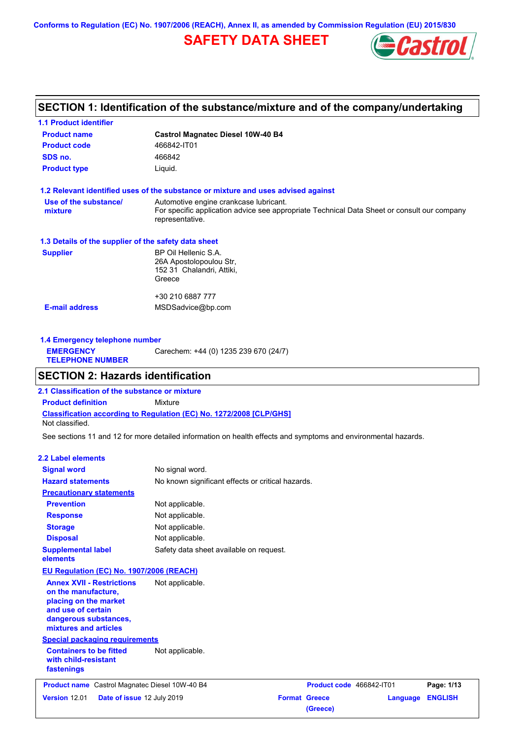Conforms to Regulation (EC) No. 1907/2006 (REACH), Annex II, as amended by Commission Regulation (EU) 2015/830

# SAFETY DATA SHEET

## SECTION 1: Identification of the substance/mixture and of the company/undertaking

### 1.1 Product identifier

| | |
|---|---|
| **Product name** | **Castrol Magnatec Diesel 10W-40 B4** |
| **Product code** | 466842-IT01 |
| **SDS no.** | 466842 |
| **Product type** | Liquid. |

### 1.2 Relevant identified uses of the substance or mixture and uses advised against

| | |
|---|---|
| **Use of the substance/ mixture** | Automotive engine crankcase lubricant. For specific application advice see appropriate Technical Data Sheet or consult our company representative. |

### 1.3 Details of the supplier of the safety data sheet

| | |
|---|---|
| **Supplier** | BP Oil Hellenic S.A. 26A Apostolopoulou Str, 152 31 Chalandri, Attiki, Greece<br><br>+30 210 6887 777 |
| **E-mail address** | MSDSadvice@bp.com |

### 1.4 Emergency telephone number

| | |
|---|---|
| **EMERGENCY TELEPHONE NUMBER** | Carechem: +44 (0) 1235 239 670 (24/7) |

## SECTION 2: Hazards identification

### 2.1 Classification of the substance or mixture

**Product definition** Mixture

**Classification according to Regulation (EC) No. 1272/2008 [CLP/GHS]**

Not classified.

See sections 11 and 12 for more detailed information on health effects and symptoms and environmental hazards.

### 2.2 Label elements

| | |
|---|---|
| **Signal word** | No signal word. |
| **Hazard statements** | No known significant effects or critical hazards. |
| **Precautionary statements** | |
| **Prevention** | Not applicable. |
| **Response** | Not applicable. |
| **Storage** | Not applicable. |
| **Disposal** | Not applicable. |
| **Supplemental label elements** | Safety data sheet available on request. |

**EU Regulation (EC) No. 1907/2006 (REACH)**

| | |
|---|---|
| **Annex XVII - Restrictions on the manufacture, placing on the market and use of certain dangerous substances, mixtures and articles** | Not applicable. |

**Special packaging requirements**

| | |
|---|---|
| **Containers to be fitted with child-resistant fastenings** | Not applicable. |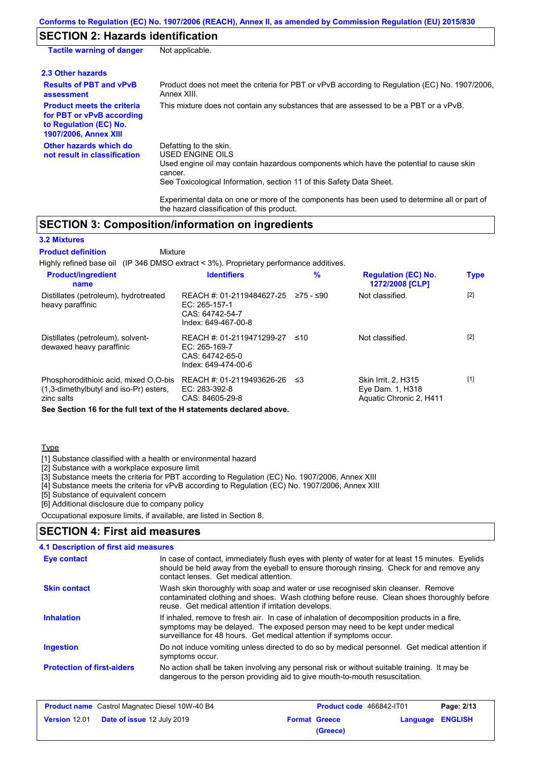## SECTION 2: Hazards identification

**Tactile warning of danger** Not applicable.

### 2.3 Other hazards

**Results of PBT and vPvB assessment**: Product does not meet the criteria for PBT or vPvB according to Regulation (EC) No. 1907/2006, Annex XIII.

**Product meets the criteria for PBT or vPvB according to Regulation (EC) No. 1907/2006, Annex XIII**: This mixture does not contain any substances that are assessed to be a PBT or a vPvB.

**Other hazards which do not result in classification**: Defatting to the skin.
USED ENGINE OILS
Used engine oil may contain hazardous components which have the potential to cause skin cancer.
See Toxicological Information, section 11 of this Safety Data Sheet.

Experimental data on one or more of the components has been used to determine all or part of the hazard classification of this product.

## SECTION 3: Composition/information on ingredients

### 3.2 Mixtures

**Product definition** Mixture

Highly refined base oil (IP 346 DMSO extract < 3%). Proprietary performance additives.

| Product/ingredient name | Identifiers | % | Regulation (EC) No. 1272/2008 [CLP] | Type |
|---|---|---|---|---|
| Distillates (petroleum), hydrotreated heavy paraffinic | REACH #: 01-2119484627-25<br>EC: 265-157-1<br>CAS: 64742-54-7<br>Index: 649-467-00-8 | ≥75 - ≤90 | Not classified. | [2] |
| Distillates (petroleum), solvent-dewaxed heavy paraffinic | REACH #: 01-2119471299-27<br>EC: 265-169-7<br>CAS: 64742-65-0<br>Index: 649-474-00-6 | ≤10 | Not classified. | [2] |
| Phosphorodithioic acid, mixed O,O-bis (1,3-dimethylbutyl and iso-Pr) esters, zinc salts | REACH #: 01-2119493626-26<br>EC: 283-392-8<br>CAS: 84605-29-8 | ≤3 | Skin Irrit. 2, H315<br>Eye Dam. 1, H318<br>Aquatic Chronic 2, H411 | [1] |

**See Section 16 for the full text of the H statements declared above.**

Type

[1] Substance classified with a health or environmental hazard
[2] Substance with a workplace exposure limit
[3] Substance meets the criteria for PBT according to Regulation (EC) No. 1907/2006, Annex XIII
[4] Substance meets the criteria for vPvB according to Regulation (EC) No. 1907/2006, Annex XIII
[5] Substance of equivalent concern
[6] Additional disclosure due to company policy

Occupational exposure limits, if available, are listed in Section 8.

## SECTION 4: First aid measures

### 4.1 Description of first aid measures

**Eye contact**: In case of contact, immediately flush eyes with plenty of water for at least 15 minutes. Eyelids should be held away from the eyeball to ensure thorough rinsing. Check for and remove any contact lenses. Get medical attention.

**Skin contact**: Wash skin thoroughly with soap and water or use recognised skin cleanser. Remove contaminated clothing and shoes. Wash clothing before reuse. Clean shoes thoroughly before reuse. Get medical attention if irritation develops.

**Inhalation**: If inhaled, remove to fresh air. In case of inhalation of decomposition products in a fire, symptoms may be delayed. The exposed person may need to be kept under medical surveillance for 48 hours. Get medical attention if symptoms occur.

**Ingestion**: Do not induce vomiting unless directed to do so by medical personnel. Get medical attention if symptoms occur.

**Protection of first-aiders**: No action shall be taken involving any personal risk or without suitable training. It may be dangerous to the person providing aid to give mouth-to-mouth resuscitation.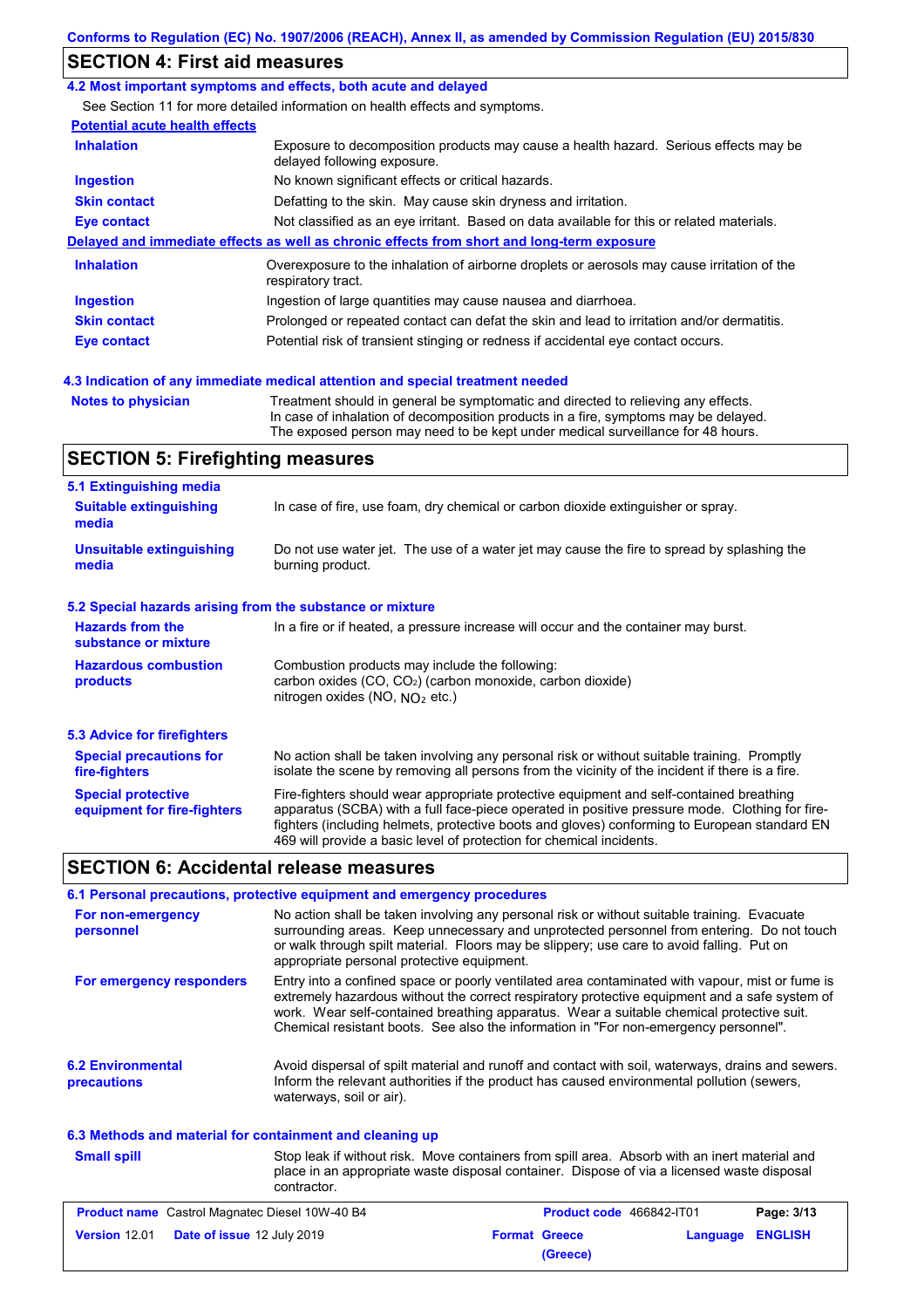## SECTION 4: First aid measures

### 4.2 Most important symptoms and effects, both acute and delayed

See Section 11 for more detailed information on health effects and symptoms.

**Potential acute health effects**

| | |
|---|---|
| **Inhalation** | Exposure to decomposition products may cause a health hazard. Serious effects may be delayed following exposure. |
| **Ingestion** | No known significant effects or critical hazards. |
| **Skin contact** | Defatting to the skin. May cause skin dryness and irritation. |
| **Eye contact** | Not classified as an eye irritant. Based on data available for this or related materials. |

**Delayed and immediate effects as well as chronic effects from short and long-term exposure**

| | |
|---|---|
| **Inhalation** | Overexposure to the inhalation of airborne droplets or aerosols may cause irritation of the respiratory tract. |
| **Ingestion** | Ingestion of large quantities may cause nausea and diarrhoea. |
| **Skin contact** | Prolonged or repeated contact can defat the skin and lead to irritation and/or dermatitis. |
| **Eye contact** | Potential risk of transient stinging or redness if accidental eye contact occurs. |

### 4.3 Indication of any immediate medical attention and special treatment needed

| | |
|---|---|
| **Notes to physician** | Treatment should in general be symptomatic and directed to relieving any effects. In case of inhalation of decomposition products in a fire, symptoms may be delayed. The exposed person may need to be kept under medical surveillance for 48 hours. |

## SECTION 5: Firefighting measures

### 5.1 Extinguishing media

| | |
|---|---|
| **Suitable extinguishing media** | In case of fire, use foam, dry chemical or carbon dioxide extinguisher or spray. |
| **Unsuitable extinguishing media** | Do not use water jet. The use of a water jet may cause the fire to spread by splashing the burning product. |

### 5.2 Special hazards arising from the substance or mixture

| | |
|---|---|
| **Hazards from the substance or mixture** | In a fire or if heated, a pressure increase will occur and the container may burst. |
| **Hazardous combustion products** | Combustion products may include the following: carbon oxides (CO, $CO_2$) (carbon monoxide, carbon dioxide) nitrogen oxides (NO, $NO_2$ etc.) |

### 5.3 Advice for firefighters

| | |
|---|---|
| **Special precautions for fire-fighters** | No action shall be taken involving any personal risk or without suitable training. Promptly isolate the scene by removing all persons from the vicinity of the incident if there is a fire. |
| **Special protective equipment for fire-fighters** | Fire-fighters should wear appropriate protective equipment and self-contained breathing apparatus (SCBA) with a full face-piece operated in positive pressure mode. Clothing for fire-fighters (including helmets, protective boots and gloves) conforming to European standard EN 469 will provide a basic level of protection for chemical incidents. |

## SECTION 6: Accidental release measures

### 6.1 Personal precautions, protective equipment and emergency procedures

| | |
|---|---|
| **For non-emergency personnel** | No action shall be taken involving any personal risk or without suitable training. Evacuate surrounding areas. Keep unnecessary and unprotected personnel from entering. Do not touch or walk through spilt material. Floors may be slippery; use care to avoid falling. Put on appropriate personal protective equipment. |
| **For emergency responders** | Entry into a confined space or poorly ventilated area contaminated with vapour, mist or fume is extremely hazardous without the correct respiratory protective equipment and a safe system of work. Wear self-contained breathing apparatus. Wear a suitable chemical protective suit. Chemical resistant boots. See also the information in "For non-emergency personnel". |

| | |
|---|---|
| **6.2 Environmental precautions** | Avoid dispersal of spilt material and runoff and contact with soil, waterways, drains and sewers. Inform the relevant authorities if the product has caused environmental pollution (sewers, waterways, soil or air). |

### 6.3 Methods and material for containment and cleaning up

| | |
|---|---|
| **Small spill** | Stop leak if without risk. Move containers from spill area. Absorb with an inert material and place in an appropriate waste disposal container. Dispose of via a licensed waste disposal contractor. |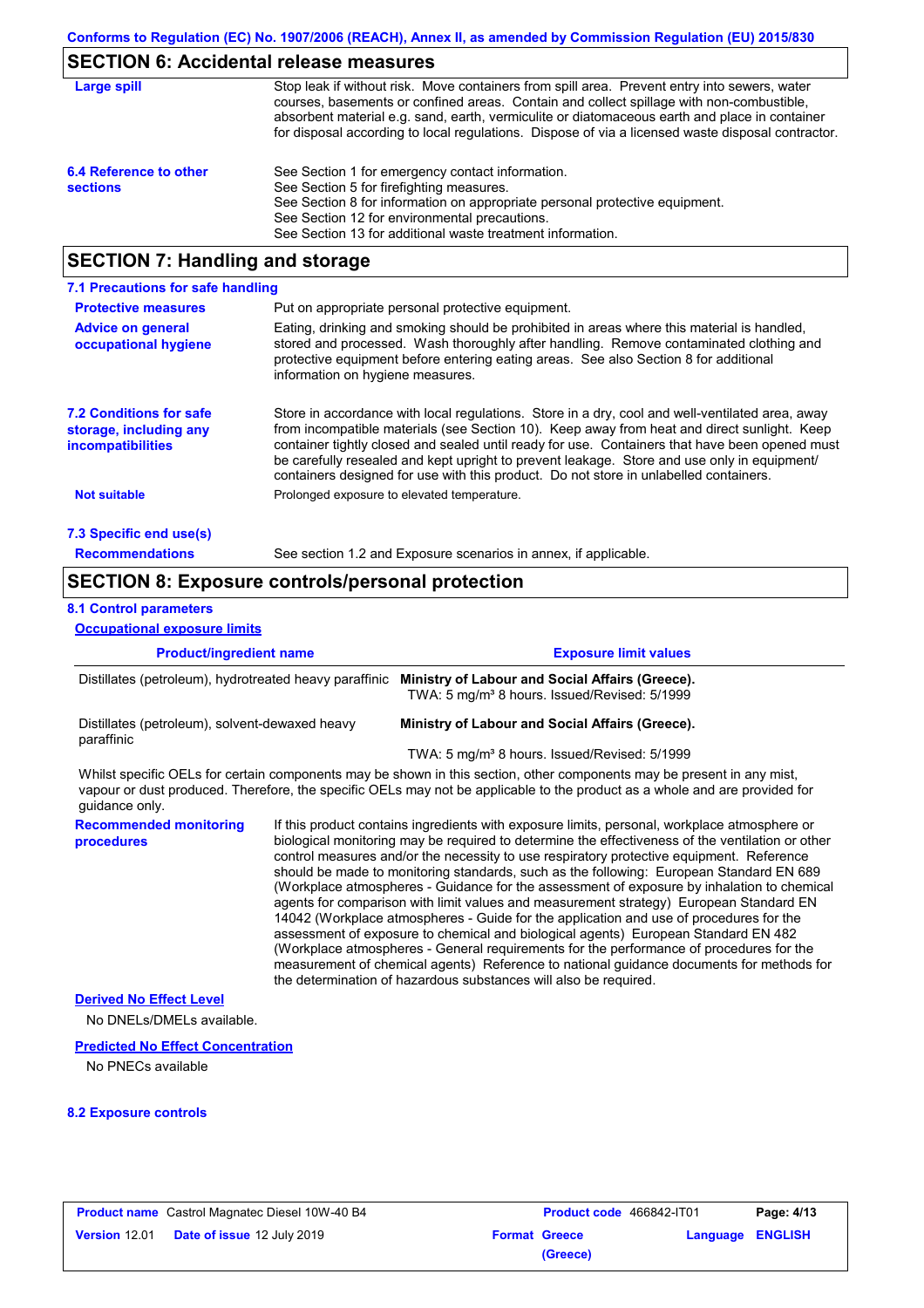## SECTION 6: Accidental release measures

| | |
|---|---|
| **Large spill** | Stop leak if without risk. Move containers from spill area. Prevent entry into sewers, water courses, basements or confined areas. Contain and collect spillage with non-combustible, absorbent material e.g. sand, earth, vermiculite or diatomaceous earth and place in container for disposal according to local regulations. Dispose of via a licensed waste disposal contractor. |
| **6.4 Reference to other sections** | See Section 1 for emergency contact information.<br>See Section 5 for firefighting measures.<br>See Section 8 for information on appropriate personal protective equipment.<br>See Section 12 for environmental precautions.<br>See Section 13 for additional waste treatment information. |

## SECTION 7: Handling and storage

### 7.1 Precautions for safe handling

| | |
|---|---|
| **Protective measures** | Put on appropriate personal protective equipment. |
| **Advice on general occupational hygiene** | Eating, drinking and smoking should be prohibited in areas where this material is handled, stored and processed. Wash thoroughly after handling. Remove contaminated clothing and protective equipment before entering eating areas. See also Section 8 for additional information on hygiene measures. |
| **7.2 Conditions for safe storage, including any incompatibilities** | Store in accordance with local regulations. Store in a dry, cool and well-ventilated area, away from incompatible materials (see Section 10). Keep away from heat and direct sunlight. Keep container tightly closed and sealed until ready for use. Containers that have been opened must be carefully resealed and kept upright to prevent leakage. Store and use only in equipment/ containers designed for use with this product. Do not store in unlabelled containers. |
| **Not suitable** | Prolonged exposure to elevated temperature. |

### 7.3 Specific end use(s)

| | |
|---|---|
| **Recommendations** | See section 1.2 and Exposure scenarios in annex, if applicable. |

## SECTION 8: Exposure controls/personal protection

### 8.1 Control parameters

**Occupational exposure limits**

| Product/ingredient name | Exposure limit values |
|---|---|
| Distillates (petroleum), hydrotreated heavy paraffinic | **Ministry of Labour and Social Affairs (Greece).**<br>TWA: 5 mg/m³ 8 hours. Issued/Revised: 5/1999 |
| Distillates (petroleum), solvent-dewaxed heavy paraffinic | **Ministry of Labour and Social Affairs (Greece).**<br>TWA: 5 mg/m³ 8 hours. Issued/Revised: 5/1999 |

Whilst specific OELs for certain components may be shown in this section, other components may be present in any mist, vapour or dust produced. Therefore, the specific OELs may not be applicable to the product as a whole and are provided for guidance only.

| | |
|---|---|
| **Recommended monitoring procedures** | If this product contains ingredients with exposure limits, personal, workplace atmosphere or biological monitoring may be required to determine the effectiveness of the ventilation or other control measures and/or the necessity to use respiratory protective equipment. Reference should be made to monitoring standards, such as the following: European Standard EN 689 (Workplace atmospheres - Guidance for the assessment of exposure by inhalation to chemical agents for comparison with limit values and measurement strategy) European Standard EN 14042 (Workplace atmospheres - Guide for the application and use of procedures for the assessment of exposure to chemical and biological agents) European Standard EN 482 (Workplace atmospheres - General requirements for the performance of procedures for the measurement of chemical agents) Reference to national guidance documents for methods for the determination of hazardous substances will also be required. |

**Derived No Effect Level**

No DNELs/DMELs available.

**Predicted No Effect Concentration**

No PNECs available

### 8.2 Exposure controls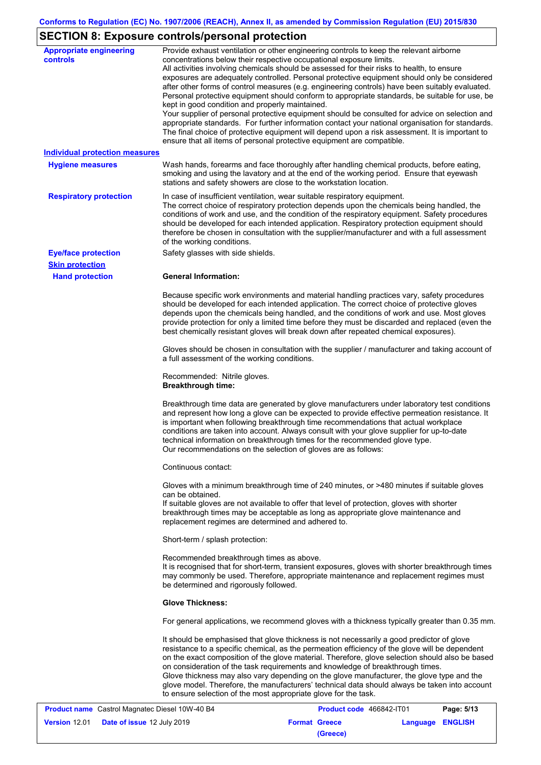## SECTION 8: Exposure controls/personal protection

**Appropriate engineering controls**

Provide exhaust ventilation or other engineering controls to keep the relevant airborne concentrations below their respective occupational exposure limits.
All activities involving chemicals should be assessed for their risks to health, to ensure exposures are adequately controlled. Personal protective equipment should only be considered after other forms of control measures (e.g. engineering controls) have been suitably evaluated. Personal protective equipment should conform to appropriate standards, be suitable for use, be kept in good condition and properly maintained.
Your supplier of personal protective equipment should be consulted for advice on selection and appropriate standards. For further information contact your national organisation for standards. The final choice of protective equipment will depend upon a risk assessment. It is important to ensure that all items of personal protective equipment are compatible.

**Individual protection measures**

**Hygiene measures**

Wash hands, forearms and face thoroughly after handling chemical products, before eating, smoking and using the lavatory and at the end of the working period. Ensure that eyewash stations and safety showers are close to the workstation location.

**Respiratory protection**

In case of insufficient ventilation, wear suitable respiratory equipment.
The correct choice of respiratory protection depends upon the chemicals being handled, the conditions of work and use, and the condition of the respiratory equipment. Safety procedures should be developed for each intended application. Respiratory protection equipment should therefore be chosen in consultation with the supplier/manufacturer and with a full assessment of the working conditions.

**Eye/face protection**

Safety glasses with side shields.

**Skin protection**

**Hand protection**

**General Information:**

Because specific work environments and material handling practices vary, safety procedures should be developed for each intended application. The correct choice of protective gloves depends upon the chemicals being handled, and the conditions of work and use. Most gloves provide protection for only a limited time before they must be discarded and replaced (even the best chemically resistant gloves will break down after repeated chemical exposures).

Gloves should be chosen in consultation with the supplier / manufacturer and taking account of a full assessment of the working conditions.

Recommended: Nitrile gloves.
**Breakthrough time:**

Breakthrough time data are generated by glove manufacturers under laboratory test conditions and represent how long a glove can be expected to provide effective permeation resistance. It is important when following breakthrough time recommendations that actual workplace conditions are taken into account. Always consult with your glove supplier for up-to-date technical information on breakthrough times for the recommended glove type.
Our recommendations on the selection of gloves are as follows:

Continuous contact:

Gloves with a minimum breakthrough time of 240 minutes, or >480 minutes if suitable gloves can be obtained.
If suitable gloves are not available to offer that level of protection, gloves with shorter breakthrough times may be acceptable as long as appropriate glove maintenance and replacement regimes are determined and adhered to.

Short-term / splash protection:

Recommended breakthrough times as above.
It is recognised that for short-term, transient exposures, gloves with shorter breakthrough times may commonly be used. Therefore, appropriate maintenance and replacement regimes must be determined and rigorously followed.

**Glove Thickness:**

For general applications, we recommend gloves with a thickness typically greater than 0.35 mm.

It should be emphasised that glove thickness is not necessarily a good predictor of glove resistance to a specific chemical, as the permeation efficiency of the glove will be dependent on the exact composition of the glove material. Therefore, glove selection should also be based on consideration of the task requirements and knowledge of breakthrough times.
Glove thickness may also vary depending on the glove manufacturer, the glove type and the glove model. Therefore, the manufacturers' technical data should always be taken into account to ensure selection of the most appropriate glove for the task.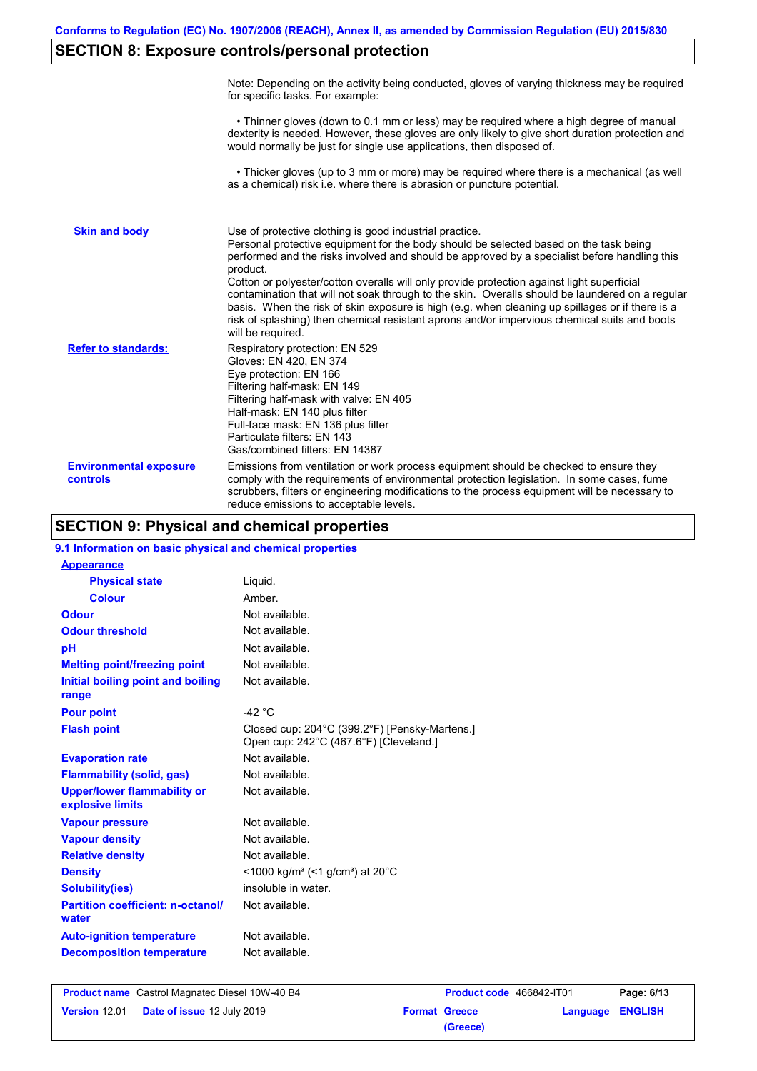## SECTION 8: Exposure controls/personal protection

Note: Depending on the activity being conducted, gloves of varying thickness may be required for specific tasks. For example:

• Thinner gloves (down to 0.1 mm or less) may be required where a high degree of manual dexterity is needed. However, these gloves are only likely to give short duration protection and would normally be just for single use applications, then disposed of.

• Thicker gloves (up to 3 mm or more) may be required where there is a mechanical (as well as a chemical) risk i.e. where there is abrasion or puncture potential.

**Skin and body**

Use of protective clothing is good industrial practice.
Personal protective equipment for the body should be selected based on the task being performed and the risks involved and should be approved by a specialist before handling this product.
Cotton or polyester/cotton overalls will only provide protection against light superficial contamination that will not soak through to the skin. Overalls should be laundered on a regular basis. When the risk of skin exposure is high (e.g. when cleaning up spillages or if there is a risk of splashing) then chemical resistant aprons and/or impervious chemical suits and boots will be required.

**Refer to standards:**

Respiratory protection: EN 529
Gloves: EN 420, EN 374
Eye protection: EN 166
Filtering half-mask: EN 149
Filtering half-mask with valve: EN 405
Half-mask: EN 140 plus filter
Full-face mask: EN 136 plus filter
Particulate filters: EN 143
Gas/combined filters: EN 14387

**Environmental exposure controls**

Emissions from ventilation or work process equipment should be checked to ensure they comply with the requirements of environmental protection legislation. In some cases, fume scrubbers, filters or engineering modifications to the process equipment will be necessary to reduce emissions to acceptable levels.

## SECTION 9: Physical and chemical properties

### 9.1 Information on basic physical and chemical properties

**Appearance**

| Property | Value |
|---|---|
| Physical state | Liquid. |
| Colour | Amber. |
| Odour | Not available. |
| Odour threshold | Not available. |
| pH | Not available. |
| Melting point/freezing point | Not available. |
| Initial boiling point and boiling range | Not available. |
| Pour point | -42 °C |
| Flash point | Closed cup: 204°C (399.2°F) [Pensky-Martens.]<br>Open cup: 242°C (467.6°F) [Cleveland.] |
| Evaporation rate | Not available. |
| Flammability (solid, gas) | Not available. |
| Upper/lower flammability or explosive limits | Not available. |
| Vapour pressure | Not available. |
| Vapour density | Not available. |
| Relative density | Not available. |
| Density | <1000 kg/m³ (<1 g/cm³) at 20°C |
| Solubility(ies) | insoluble in water. |
| Partition coefficient: n-octanol/water | Not available. |
| Auto-ignition temperature | Not available. |
| Decomposition temperature | Not available. |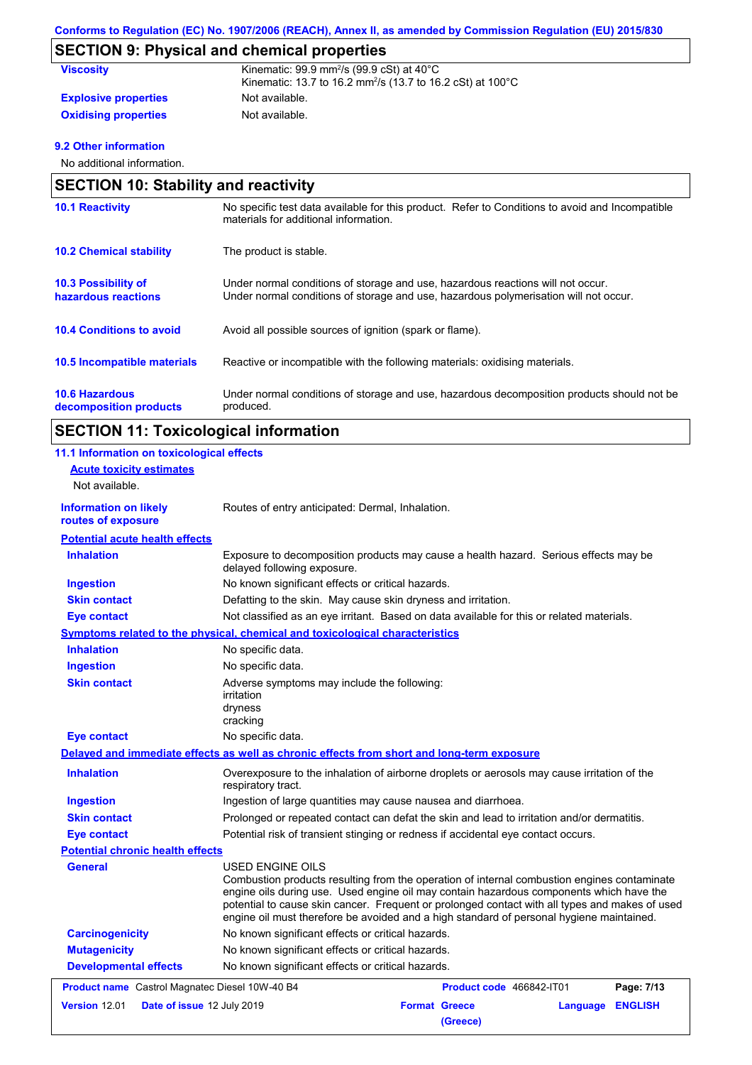Conforms to Regulation (EC) No. 1907/2006 (REACH), Annex II, as amended by Commission Regulation (EU) 2015/830

## SECTION 9: Physical and chemical properties

| | |
|---|---|
| **Viscosity** | Kinematic: 99.9 mm$^2$/s (99.9 cSt) at 40°C<br>Kinematic: 13.7 to 16.2 mm$^2$/s (13.7 to 16.2 cSt) at 100°C |
| **Explosive properties** | Not available. |
| **Oxidising properties** | Not available. |

**9.2 Other information**

No additional information.

## SECTION 10: Stability and reactivity

| | |
|---|---|
| **10.1 Reactivity** | No specific test data available for this product. Refer to Conditions to avoid and Incompatible materials for additional information. |
| **10.2 Chemical stability** | The product is stable. |
| **10.3 Possibility of hazardous reactions** | Under normal conditions of storage and use, hazardous reactions will not occur.<br>Under normal conditions of storage and use, hazardous polymerisation will not occur. |
| **10.4 Conditions to avoid** | Avoid all possible sources of ignition (spark or flame). |
| **10.5 Incompatible materials** | Reactive or incompatible with the following materials: oxidising materials. |
| **10.6 Hazardous decomposition products** | Under normal conditions of storage and use, hazardous decomposition products should not be produced. |

## SECTION 11: Toxicological information

**11.1 Information on toxicological effects**

**Acute toxicity estimates**

Not available.

| | |
|---|---|
| **Information on likely routes of exposure** | Routes of entry anticipated: Dermal, Inhalation. |

**Potential acute health effects**

| | |
|---|---|
| **Inhalation** | Exposure to decomposition products may cause a health hazard. Serious effects may be delayed following exposure. |
| **Ingestion** | No known significant effects or critical hazards. |
| **Skin contact** | Defatting to the skin. May cause skin dryness and irritation. |
| **Eye contact** | Not classified as an eye irritant. Based on data available for this or related materials. |

**Symptoms related to the physical, chemical and toxicological characteristics**

| | |
|---|---|
| **Inhalation** | No specific data. |
| **Ingestion** | No specific data. |
| **Skin contact** | Adverse symptoms may include the following:<br>irritation<br>dryness<br>cracking |
| **Eye contact** | No specific data. |

**Delayed and immediate effects as well as chronic effects from short and long-term exposure**

| | |
|---|---|
| **Inhalation** | Overexposure to the inhalation of airborne droplets or aerosols may cause irritation of the respiratory tract. |
| **Ingestion** | Ingestion of large quantities may cause nausea and diarrhoea. |
| **Skin contact** | Prolonged or repeated contact can defat the skin and lead to irritation and/or dermatitis. |
| **Eye contact** | Potential risk of transient stinging or redness if accidental eye contact occurs. |

**Potential chronic health effects**

| | |
|---|---|
| **General** | USED ENGINE OILS<br>Combustion products resulting from the operation of internal combustion engines contaminate engine oils during use. Used engine oil may contain hazardous components which have the potential to cause skin cancer. Frequent or prolonged contact with all types and makes of used engine oil must therefore be avoided and a high standard of personal hygiene maintained. |
| **Carcinogenicity** | No known significant effects or critical hazards. |
| **Mutagenicity** | No known significant effects or critical hazards. |
| **Developmental effects** | No known significant effects or critical hazards. |

| | | | |
|---|---|---|---|
| **Product name** Castrol Magnatec Diesel 10W-40 B4 | | **Product code** 466842-IT01 | |
| **Version** 12.01 | **Date of issue** 12 July 2019 | **Format** Greece (Greece) | **Language** ENGLISH |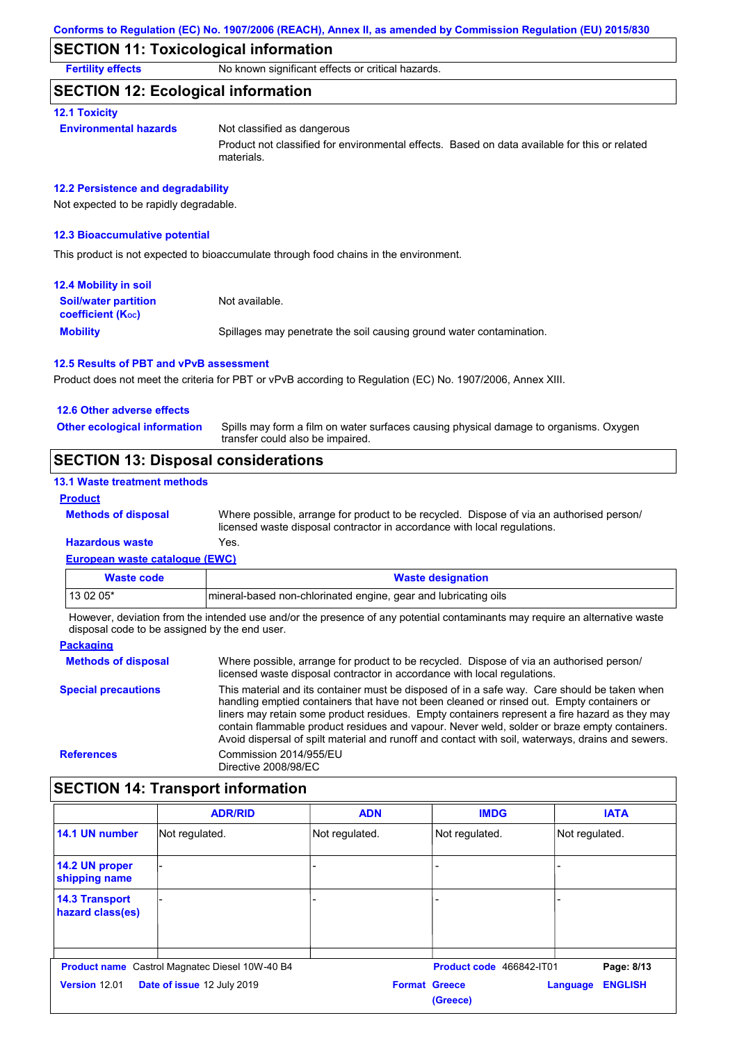Conforms to Regulation (EC) No. 1907/2006 (REACH), Annex II, as amended by Commission Regulation (EU) 2015/830

## SECTION 11: Toxicological information

**Fertility effects** No known significant effects or critical hazards.

## SECTION 12: Ecological information

### 12.1 Toxicity

**Environmental hazards** Not classified as dangerous

Product not classified for environmental effects. Based on data available for this or related materials.

### 12.2 Persistence and degradability

Not expected to be rapidly degradable.

### 12.3 Bioaccumulative potential

This product is not expected to bioaccumulate through food chains in the environment.

### 12.4 Mobility in soil

**Soil/water partition coefficient ($K_{OC}$)** Not available.

**Mobility** Spillages may penetrate the soil causing ground water contamination.

### 12.5 Results of PBT and vPvB assessment

Product does not meet the criteria for PBT or vPvB according to Regulation (EC) No. 1907/2006, Annex XIII.

### 12.6 Other adverse effects

**Other ecological information** Spills may form a film on water surfaces causing physical damage to organisms. Oxygen transfer could also be impaired.

## SECTION 13: Disposal considerations

### 13.1 Waste treatment methods

**Product**

**Methods of disposal** Where possible, arrange for product to be recycled. Dispose of via an authorised person/ licensed waste disposal contractor in accordance with local regulations.

**Hazardous waste** Yes.

**European waste catalogue (EWC)**

| Waste code | Waste designation |
|---|---|
| 13 02 05* | mineral-based non-chlorinated engine, gear and lubricating oils |

However, deviation from the intended use and/or the presence of any potential contaminants may require an alternative waste disposal code to be assigned by the end user.

**Packaging**

**Methods of disposal** Where possible, arrange for product to be recycled. Dispose of via an authorised person/ licensed waste disposal contractor in accordance with local regulations.

**Special precautions** This material and its container must be disposed of in a safe way. Care should be taken when handling emptied containers that have not been cleaned or rinsed out. Empty containers or liners may retain some product residues. Empty containers represent a fire hazard as they may contain flammable product residues and vapour. Never weld, solder or braze empty containers. Avoid dispersal of spilt material and runoff and contact with soil, waterways, drains and sewers.

**References** Commission 2014/955/EU
Directive 2008/98/EC

## SECTION 14: Transport information

| | ADR/RID | ADN | IMDG | IATA |
|---|---|---|---|---|
| 14.1 UN number | Not regulated. | Not regulated. | Not regulated. | Not regulated. |
| 14.2 UN proper shipping name | - | - | - | - |
| 14.3 Transport hazard class(es) | - | - | - | - |

**Product name** Castrol Magnatec Diesel 10W-40 B4 **Product code** 466842-IT01
**Version** 12.01 **Date of issue** 12 July 2019 **Format** Greece (Greece) **Language** ENGLISH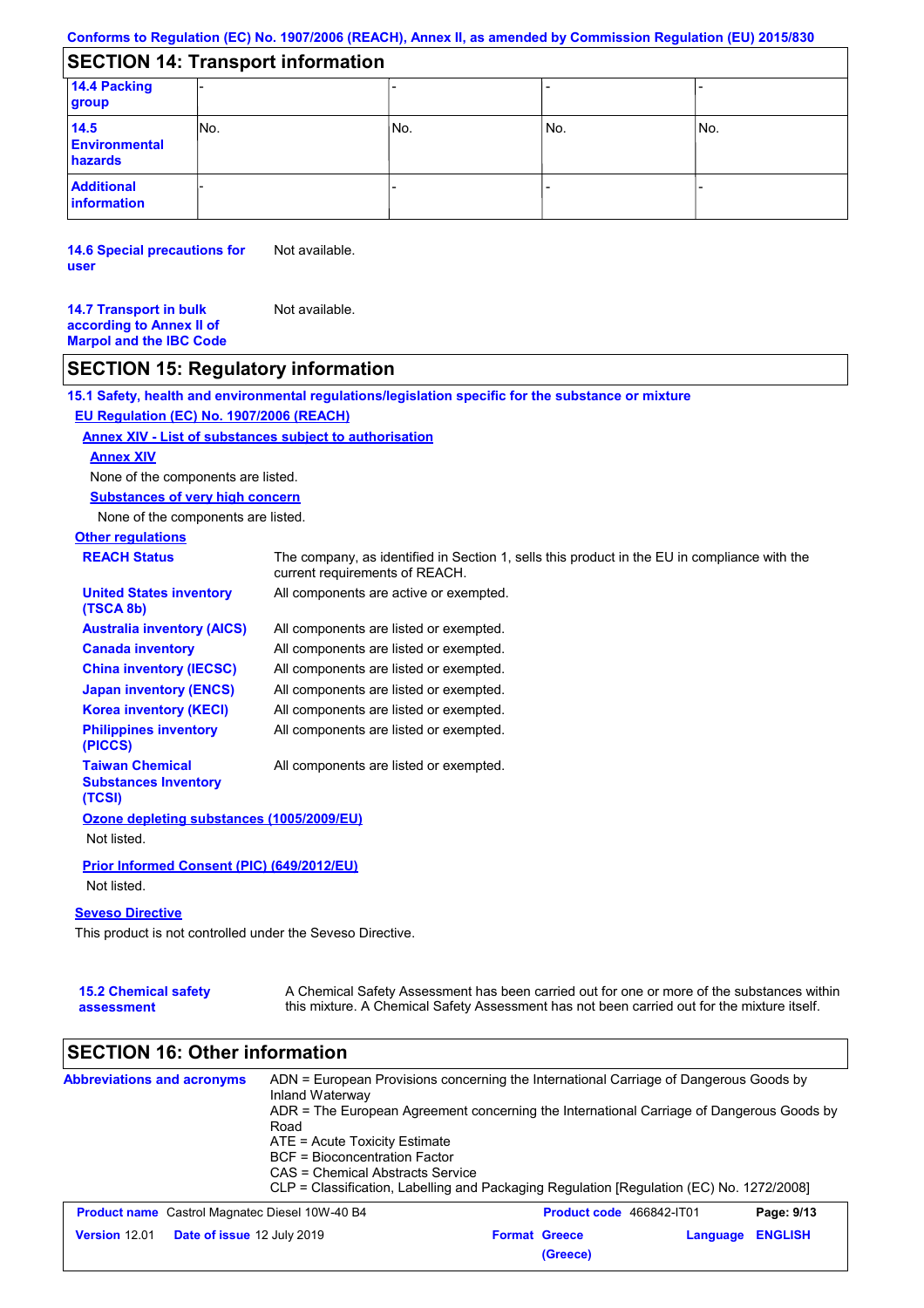Conforms to Regulation (EC) No. 1907/2006 (REACH), Annex II, as amended by Commission Regulation (EU) 2015/830

## SECTION 14: Transport information

| | | | | |
|---|---|---|---|---|
| **14.4 Packing group** | - | - | - | - |
| **14.5 Environmental hazards** | No. | No. | No. | No. |
| **Additional information** | - | - | - | - |

**14.6 Special precautions for user** Not available.

**14.7 Transport in bulk according to Annex II of Marpol and the IBC Code** Not available.

## SECTION 15: Regulatory information

**15.1 Safety, health and environmental regulations/legislation specific for the substance or mixture**

**EU Regulation (EC) No. 1907/2006 (REACH)**

**Annex XIV - List of substances subject to authorisation**

**Annex XIV**

None of the components are listed.

**Substances of very high concern**

None of the components are listed.

**Other regulations**

**REACH Status** The company, as identified in Section 1, sells this product in the EU in compliance with the current requirements of REACH.

**United States inventory (TSCA 8b)** All components are active or exempted.

**Australia inventory (AICS)** All components are listed or exempted.

**Canada inventory** All components are listed or exempted.

**China inventory (IECSC)** All components are listed or exempted.

**Japan inventory (ENCS)** All components are listed or exempted.

**Korea inventory (KECI)** All components are listed or exempted.

**Philippines inventory (PICCS)** All components are listed or exempted.

**Taiwan Chemical Substances Inventory (TCSI)** All components are listed or exempted.

**Ozone depleting substances (1005/2009/EU)**

Not listed.

**Prior Informed Consent (PIC) (649/2012/EU)**

Not listed.

**Seveso Directive**

This product is not controlled under the Seveso Directive.

**15.2 Chemical safety assessment** A Chemical Safety Assessment has been carried out for one or more of the substances within this mixture. A Chemical Safety Assessment has not been carried out for the mixture itself.

## SECTION 16: Other information

**Abbreviations and acronyms**

ADN = European Provisions concerning the International Carriage of Dangerous Goods by Inland Waterway
ADR = The European Agreement concerning the International Carriage of Dangerous Goods by Road
ATE = Acute Toxicity Estimate
BCF = Bioconcentration Factor
CAS = Chemical Abstracts Service
CLP = Classification, Labelling and Packaging Regulation [Regulation (EC) No. 1272/2008]

| | | | |
|---|---|---|---|
| **Product name** Castrol Magnatec Diesel 10W-40 B4 | | **Product code** 466842-IT01 | |
| **Version** 12.01 | **Date of issue** 12 July 2019 | **Format** Greece (Greece) | **Language** ENGLISH |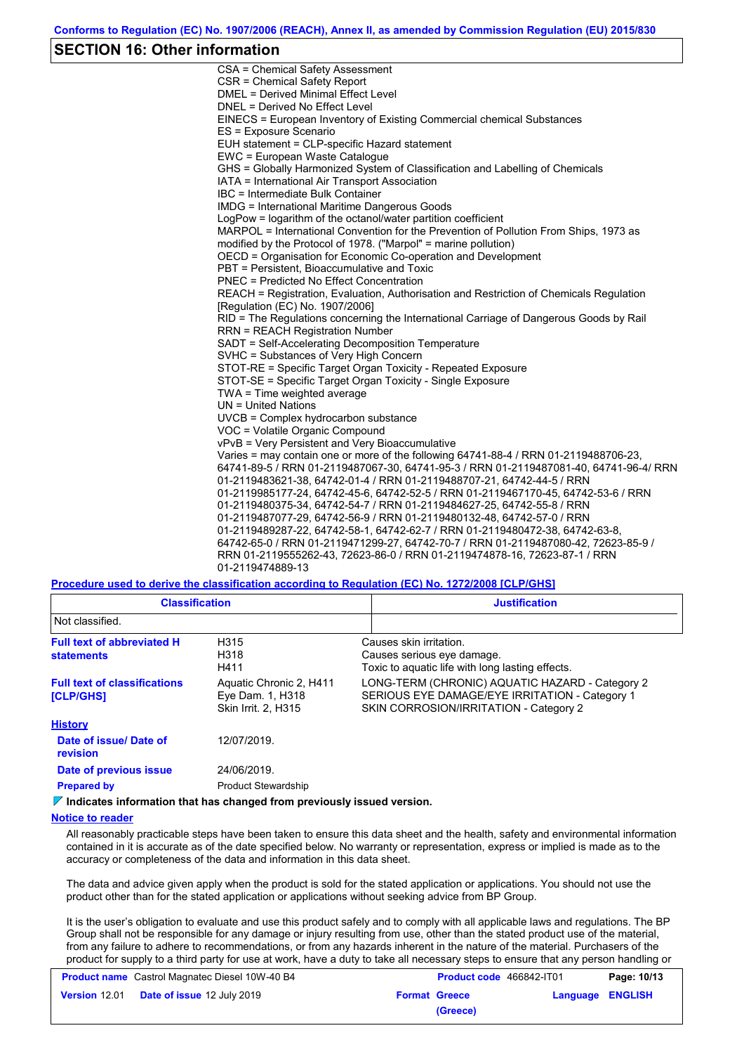## SECTION 16: Other information

CSA = Chemical Safety Assessment
CSR = Chemical Safety Report
DMEL = Derived Minimal Effect Level
DNEL = Derived No Effect Level
EINECS = European Inventory of Existing Commercial chemical Substances
ES = Exposure Scenario
EUH statement = CLP-specific Hazard statement
EWC = European Waste Catalogue
GHS = Globally Harmonized System of Classification and Labelling of Chemicals
IATA = International Air Transport Association
IBC = Intermediate Bulk Container
IMDG = International Maritime Dangerous Goods
LogPow = logarithm of the octanol/water partition coefficient
MARPOL = International Convention for the Prevention of Pollution From Ships, 1973 as modified by the Protocol of 1978. ("Marpol" = marine pollution)
OECD = Organisation for Economic Co-operation and Development
PBT = Persistent, Bioaccumulative and Toxic
PNEC = Predicted No Effect Concentration
REACH = Registration, Evaluation, Authorisation and Restriction of Chemicals Regulation [Regulation (EC) No. 1907/2006]
RID = The Regulations concerning the International Carriage of Dangerous Goods by Rail
RRN = REACH Registration Number
SADT = Self-Accelerating Decomposition Temperature
SVHC = Substances of Very High Concern
STOT-RE = Specific Target Organ Toxicity - Repeated Exposure
STOT-SE = Specific Target Organ Toxicity - Single Exposure
TWA = Time weighted average
UN = United Nations
UVCB = Complex hydrocarbon substance
VOC = Volatile Organic Compound
vPvB = Very Persistent and Very Bioaccumulative
Varies = may contain one or more of the following 64741-88-4 / RRN 01-2119488706-23, 64741-89-5 / RRN 01-2119487067-30, 64741-95-3 / RRN 01-2119487081-40, 64741-96-4/ RRN 01-2119483621-38, 64742-01-4 / RRN 01-2119488707-21, 64742-44-5 / RRN 01-2119985177-24, 64742-45-6, 64742-52-5 / RRN 01-2119467170-45, 64742-53-6 / RRN 01-2119480375-34, 64742-54-7 / RRN 01-2119484627-25, 64742-55-8 / RRN 01-2119487077-29, 64742-56-9 / RRN 01-2119480132-48, 64742-57-0 / RRN 01-2119489287-22, 64742-58-1, 64742-62-7 / RRN 01-2119480472-38, 64742-63-8, 64742-65-0 / RRN 01-2119471299-27, 64742-70-7 / RRN 01-2119487080-42, 72623-85-9 / RRN 01-2119555262-43, 72623-86-0 / RRN 01-2119474878-16, 72623-87-1 / RRN 01-2119474889-13

**Procedure used to derive the classification according to Regulation (EC) No. 1272/2008 [CLP/GHS]**

| Classification | Justification |
|---|---|
| Not classified. | |

**Full text of abbreviated H statements**

| | |
|---|---|
| H315 | Causes skin irritation. |
| H318 | Causes serious eye damage. |
| H411 | Toxic to aquatic life with long lasting effects. |

**Full text of classifications [CLP/GHS]**

| | |
|---|---|
| Aquatic Chronic 2, H411 | LONG-TERM (CHRONIC) AQUATIC HAZARD - Category 2 |
| Eye Dam. 1, H318 | SERIOUS EYE DAMAGE/EYE IRRITATION - Category 1 |
| Skin Irrit. 2, H315 | SKIN CORROSION/IRRITATION - Category 2 |

**History**

**Date of issue/ Date of revision** 12/07/2019.

**Date of previous issue** 24/06/2019.

**Prepared by** Product Stewardship

**Indicates information that has changed from previously issued version.**

**Notice to reader**

All reasonably practicable steps have been taken to ensure this data sheet and the health, safety and environmental information contained in it is accurate as of the date specified below. No warranty or representation, express or implied is made as to the accuracy or completeness of the data and information in this data sheet.

The data and advice given apply when the product is sold for the stated application or applications. You should not use the product other than for the stated application or applications without seeking advice from BP Group.

It is the user's obligation to evaluate and use this product safely and to comply with all applicable laws and regulations. The BP Group shall not be responsible for any damage or injury resulting from use, other than the stated product use of the material, from any failure to adhere to recommendations, or from any hazards inherent in the nature of the material. Purchasers of the product for supply to a third party for use at work, have a duty to take all necessary steps to ensure that any person handling or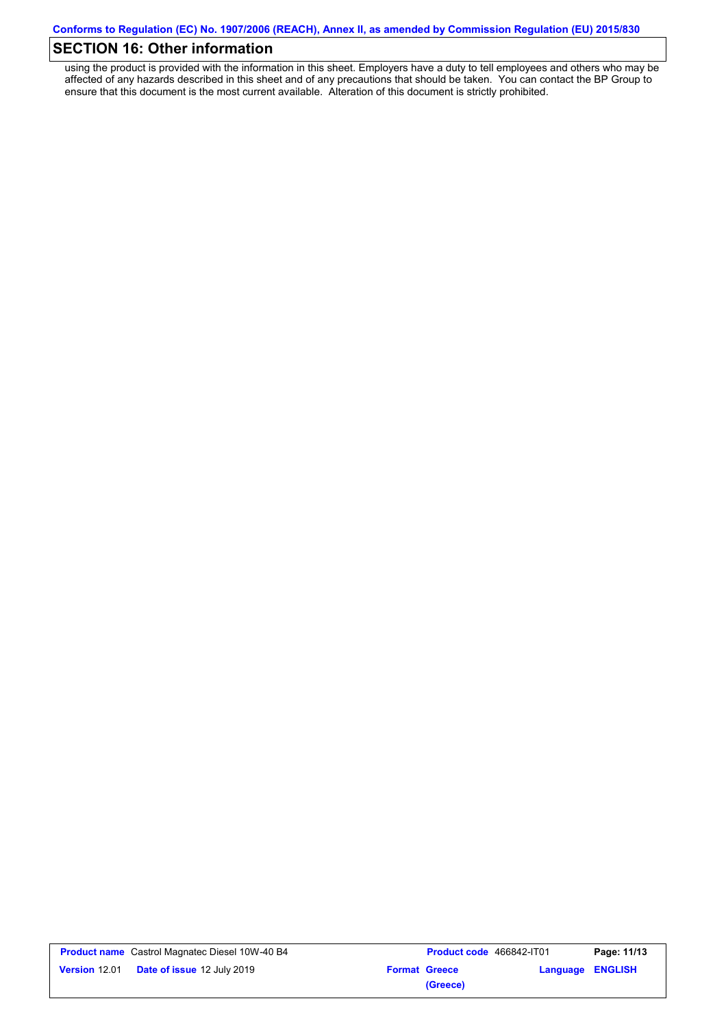## SECTION 16: Other information

using the product is provided with the information in this sheet. Employers have a duty to tell employees and others who may be affected of any hazards described in this sheet and of any precautions that should be taken. You can contact the BP Group to ensure that this document is the most current available. Alteration of this document is strictly prohibited.